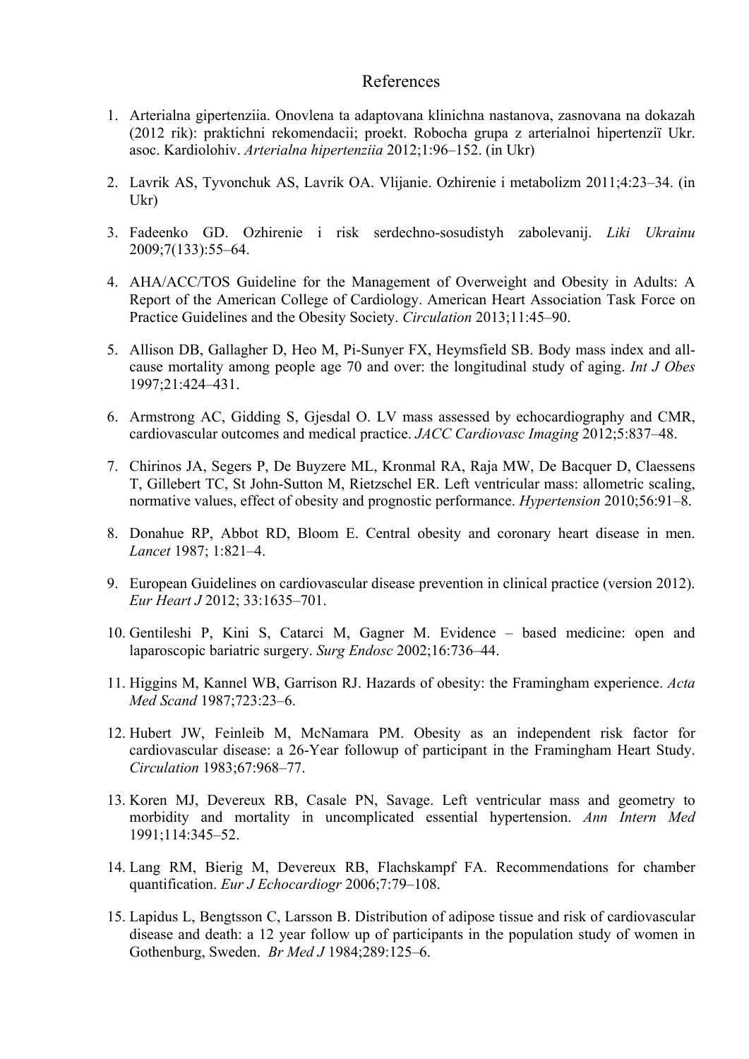# References

1. Arterialna gipertenziia. Onovlena ta adaptovana klinichna nastanova, zasnovana na dokazah (2012 rik): praktichni rekomendacii; proekt. Robocha grupa z arterialnoi hipertenziї Ukr. asoc. Kardiolohiv. *Arterialna hipertenziia* 2012;1:96–152. (in Ukr)

2. Lavrik AS, Tyvonchuk AS, Lavrik OA. Vlijanie. Ozhirenie i metabolizm 2011;4:23–34. (in Ukr)

3. Fadeenko GD. Ozhirenie i risk serdechno-sosudistyh zabolevanij. *Liki Ukrainu* 2009;7(133):55–64.

4. AHA/ACC/TOS Guideline for the Management of Overweight and Obesity in Adults: A Report of the American College of Cardiology. American Heart Association Task Force on Practice Guidelines and the Obesity Society. *Circulation* 2013;11:45–90.

5. Allison DB, Gallagher D, Heo M, Pi-Sunyer FX, Heymsfield SB. Body mass index and all-cause mortality among people age 70 and over: the longitudinal study of aging. *Int J Obes* 1997;21:424–431.

6. Armstrong AC, Gidding S, Gjesdal O. LV mass assessed by echocardiography and CMR, cardiovascular outcomes and medical practice. *JACC Cardiovasc Imaging* 2012;5:837–48.

7. Chirinos JA, Segers P, De Buyzere ML, Kronmal RA, Raja MW, De Bacquer D, Claessens T, Gillebert TC, St John-Sutton M, Rietzschel ER. Left ventricular mass: allometric scaling, normative values, effect of obesity and prognostic performance. *Hypertension* 2010;56:91–8.

8. Donahue RP, Abbot RD, Bloom E. Central obesity and coronary heart disease in men. *Lancet* 1987; 1:821–4.

9. European Guidelines on cardiovascular disease prevention in clinical practice (version 2012). *Eur Heart J* 2012; 33:1635–701.

10. Gentileshi P, Kini S, Catarci M, Gagner M. Evidence – based medicine: open and laparoscopic bariatric surgery. *Surg Endosc* 2002;16:736–44.

11. Higgins M, Kannel WB, Garrison RJ. Hazards of obesity: the Framingham experience. *Acta Med Scand* 1987;723:23–6.

12. Hubert JW, Feinleib M, McNamara PM. Obesity as an independent risk factor for cardiovascular disease: a 26-Year followup of participant in the Framingham Heart Study. *Circulation* 1983;67:968–77.

13. Koren MJ, Devereux RB, Casale PN, Savage. Left ventricular mass and geometry to morbidity and mortality in uncomplicated essential hypertension. *Ann Intern Med* 1991;114:345–52.

14. Lang RM, Bierig M, Devereux RB, Flachskampf FA. Recommendations for chamber quantification. *Eur J Echocardiogr* 2006;7:79–108.

15. Lapidus L, Bengtsson C, Larsson B. Distribution of adipose tissue and risk of cardiovascular disease and death: a 12 year follow up of participants in the population study of women in Gothenburg, Sweden. *Br Med J* 1984;289:125–6.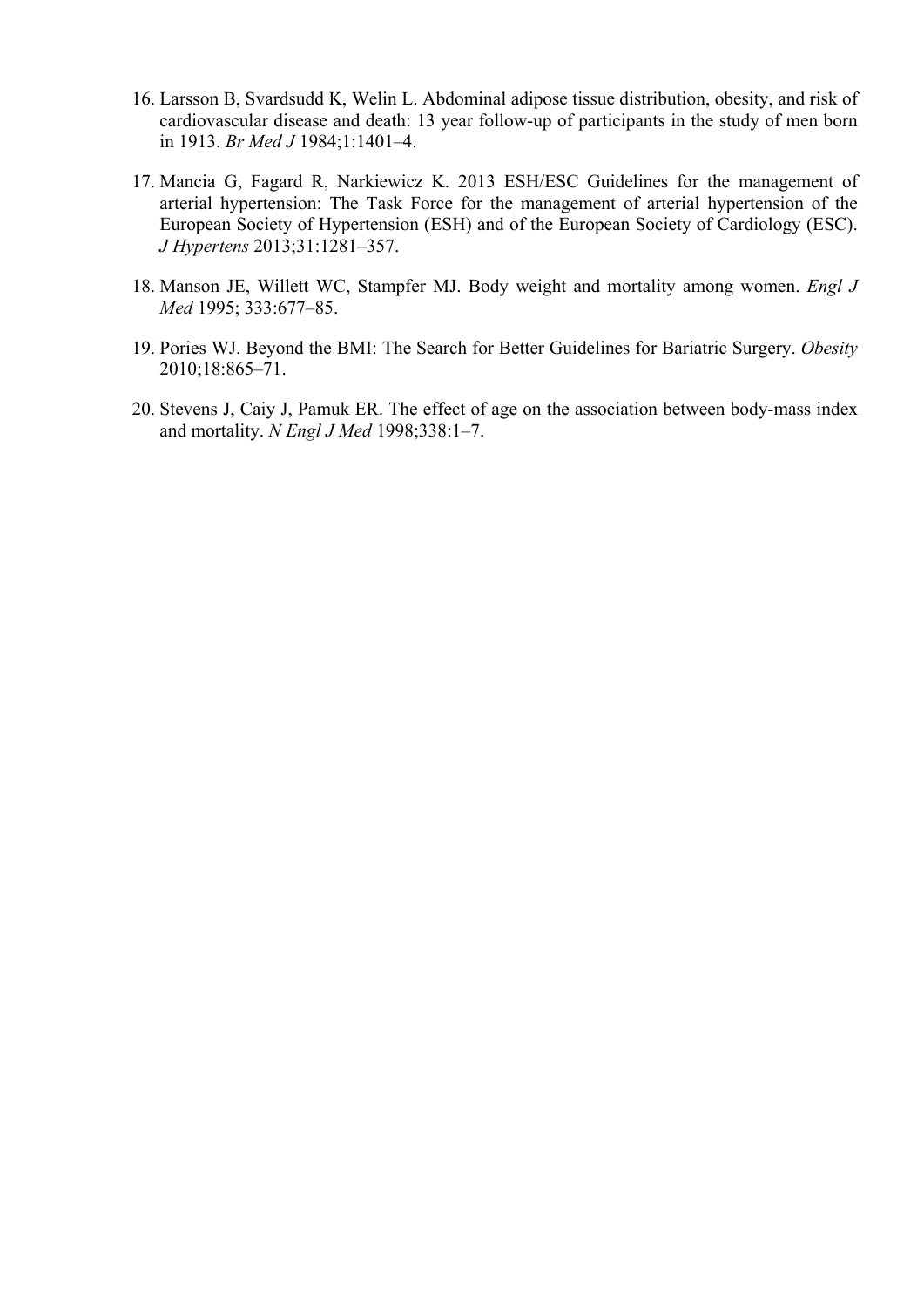16. Larsson B, Svardsudd K, Welin L. Abdominal adipose tissue distribution, obesity, and risk of cardiovascular disease and death: 13 year follow-up of participants in the study of men born in 1913. *Br Med J* 1984;1:1401–4.

17. Mancia G, Fagard R, Narkiewicz K. 2013 ESH/ESC Guidelines for the management of arterial hypertension: The Task Force for the management of arterial hypertension of the European Society of Hypertension (ESH) and of the European Society of Cardiology (ESC). *J Hypertens* 2013;31:1281–357.

18. Manson JE, Willett WC, Stampfer MJ. Body weight and mortality among women. *Engl J Med* 1995; 333:677–85.

19. Pories WJ. Beyond the BMI: The Search for Better Guidelines for Bariatric Surgery. *Obesity* 2010;18:865–71.

20. Stevens J, Caiy J, Pamuk ER. The effect of age on the association between body-mass index and mortality. *N Engl J Med* 1998;338:1–7.